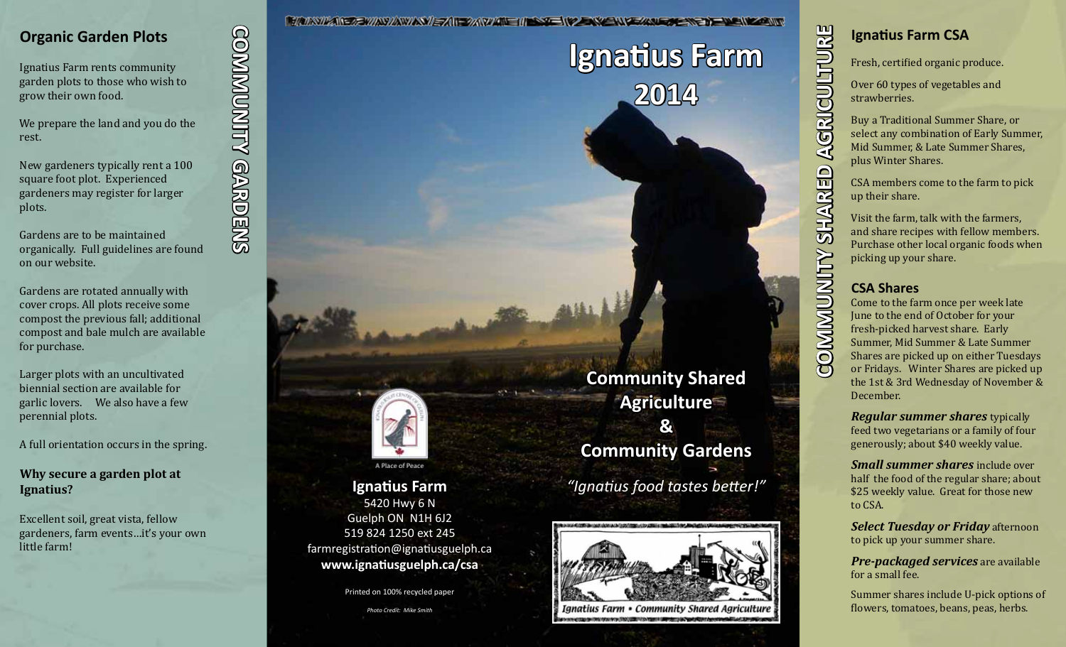## Organic Garden Plots

Ignatius Farm rents community garden plots to those who wish to grow their own food.

We prepare the land and you do the rest.

New gardeners typically rent a 100 square foot plot. Experienced gardeners may register for larger plots.

Gardens are to be maintained organically. Full guidelines are found on our website.

Gardens are rotated annually with cover crops. All plots receive some compost the previous fall; additional compost and bale mulch are available for purchase.

Larger plots with an uncultivated biennial section are available for garlic lovers. We also have a few perennial plots.

A full orientation occurs in the spring.

### Why secure a garden plot at Ignatius?

Excellent soil, great vista, fellow gardeners, farm events…it's your own little farm!

**COMMUNITY GARDENS**

# Ignatius Farm 2014

A Place of Peace

**Ignatius Farm**
5420 Hwy 6 N
Guelph ON N1H 6J2
519 824 1250 ext 245
farmregistration@ignatiusguelph.ca
**www.ignatiusguelph.ca/csa**

Printed on 100% recycled paper

*Photo Credit: Mike Smith*

## Community Shared Agriculture & Community Gardens

*"Ignatius food tastes better!"*

*Ignatius Farm • Community Shared Agriculture*

**COMMUNITY SHARED AGRICULTURE**

## Ignatius Farm CSA

Fresh, certified organic produce.

Over 60 types of vegetables and strawberries.

Buy a Traditional Summer Share, or select any combination of Early Summer, Mid Summer, & Late Summer Shares, plus Winter Shares.

CSA members come to the farm to pick up their share.

Visit the farm, talk with the farmers, and share recipes with fellow members. Purchase other local organic foods when picking up your share.

### CSA Shares

Come to the farm once per week late June to the end of October for your fresh-picked harvest share. Early Summer, Mid Summer & Late Summer Shares are picked up on either Tuesdays or Fridays. Winter Shares are picked up the 1st & 3rd Wednesday of November & December.

***Regular summer shares*** typically feed two vegetarians or a family of four generously; about $40 weekly value.

***Small summer shares*** include over half the food of the regular share; about $25 weekly value. Great for those new to CSA.

***Select Tuesday or Friday*** afternoon to pick up your summer share.

***Pre-packaged services*** are available for a small fee.

Summer shares include U-pick options of flowers, tomatoes, beans, peas, herbs.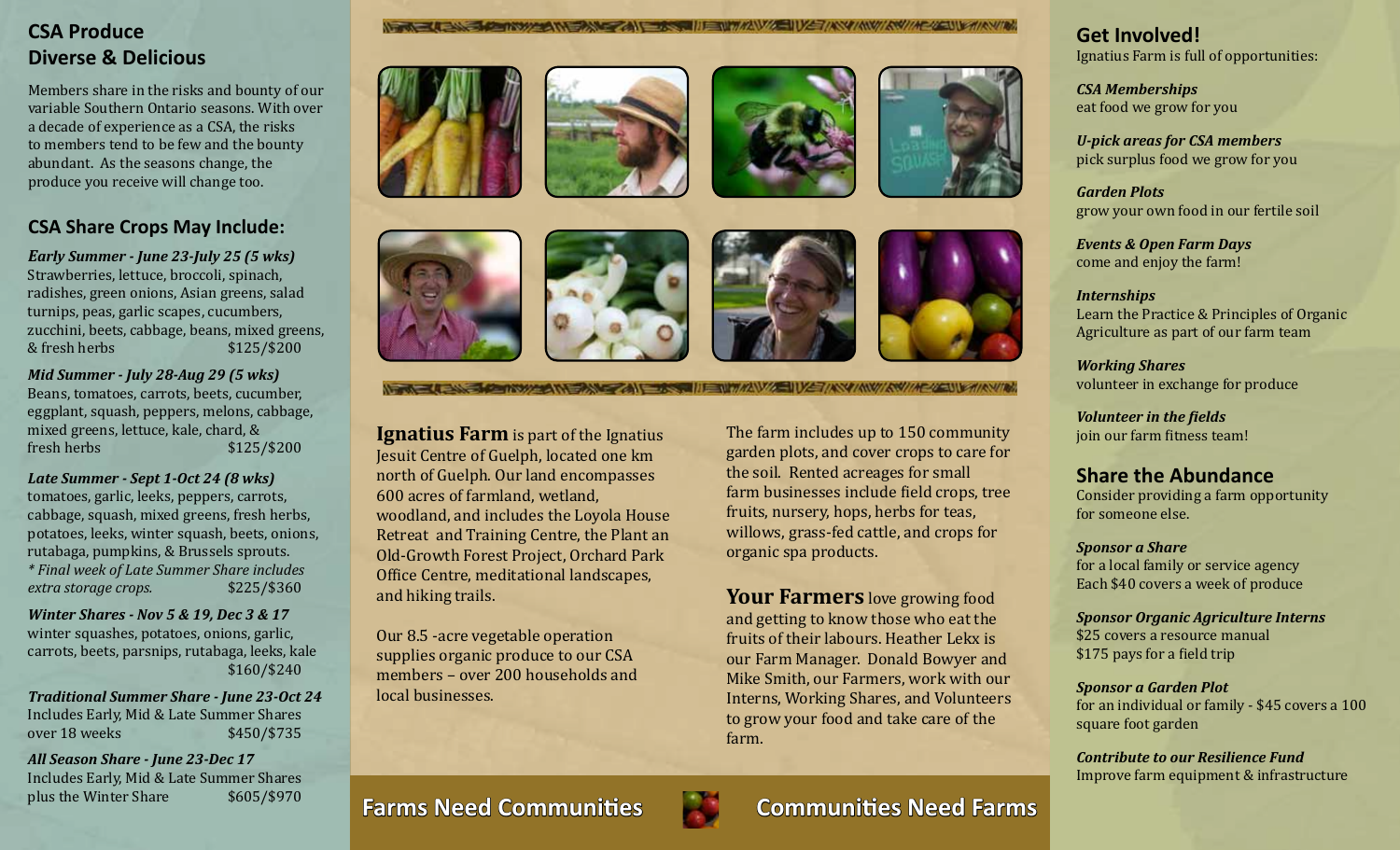## CSA Produce Diverse & Delicious

Members share in the risks and bounty of our variable Southern Ontario seasons. With over a decade of experience as a CSA, the risks to members tend to be few and the bounty abundant. As the seasons change, the produce you receive will change too.

## CSA Share Crops May Include:

***Early Summer - June 23-July 25 (5 wks)***
Strawberries, lettuce, broccoli, spinach, radishes, green onions, Asian greens, salad turnips, peas, garlic scapes, cucumbers, zucchini, beets, cabbage, beans, mixed greens, & fresh herbs $125/$200

***Mid Summer - July 28-Aug 29 (5 wks)***
Beans, tomatoes, carrots, beets, cucumber, eggplant, squash, peppers, melons, cabbage, mixed greens, lettuce, kale, chard, & fresh herbs $125/$200

***Late Summer - Sept 1-Oct 24 (8 wks)***
tomatoes, garlic, leeks, peppers, carrots, cabbage, squash, mixed greens, fresh herbs, potatoes, leeks, winter squash, beets, onions, rutabaga, pumpkins, & Brussels sprouts.
*\* Final week of Late Summer Share includes extra storage crops.* $225/$360

***Winter Shares - Nov 5 & 19, Dec 3 & 17***
winter squashes, potatoes, onions, garlic, carrots, beets, parsnips, rutabaga, leeks, kale $160/$240

***Traditional Summer Share - June 23-Oct 24***
Includes Early, Mid & Late Summer Shares over 18 weeks $450/$735

***All Season Share - June 23-Dec 17***
Includes Early, Mid & Late Summer Shares plus the Winter Share $605/$970

**Ignatius Farm** is part of the Ignatius Jesuit Centre of Guelph, located one km north of Guelph. Our land encompasses 600 acres of farmland, wetland, woodland, and includes the Loyola House Retreat and Training Centre, the Plant an Old-Growth Forest Project, Orchard Park Office Centre, meditational landscapes, and hiking trails.

Our 8.5 -acre vegetable operation supplies organic produce to our CSA members – over 200 households and local businesses.

The farm includes up to 150 community garden plots, and cover crops to care for the soil. Rented acreages for small farm businesses include field crops, tree fruits, nursery, hops, herbs for teas, willows, grass-fed cattle, and crops for organic spa products.

**Your Farmers** love growing food and getting to know those who eat the fruits of their labours. Heather Lekx is our Farm Manager. Donald Bowyer and Mike Smith, our Farmers, work with our Interns, Working Shares, and Volunteers to grow your food and take care of the farm.

**Farms Need Communities — Communities Need Farms**

## Get Involved!

Ignatius Farm is full of opportunities:

***CSA Memberships***
eat food we grow for you

***U-pick areas for CSA members***
pick surplus food we grow for you

***Garden Plots***
grow your own food in our fertile soil

***Events & Open Farm Days***
come and enjoy the farm!

***Internships***
Learn the Practice & Principles of Organic Agriculture as part of our farm team

***Working Shares***
volunteer in exchange for produce

***Volunteer in the fields***
join our farm fitness team!

## Share the Abundance

Consider providing a farm opportunity for someone else.

***Sponsor a Share***
for a local family or service agency
Each $40 covers a week of produce

***Sponsor Organic Agriculture Interns***
$25 covers a resource manual
$175 pays for a field trip

***Sponsor a Garden Plot***
for an individual or family - $45 covers a 100 square foot garden

***Contribute to our Resilience Fund***
Improve farm equipment & infrastructure